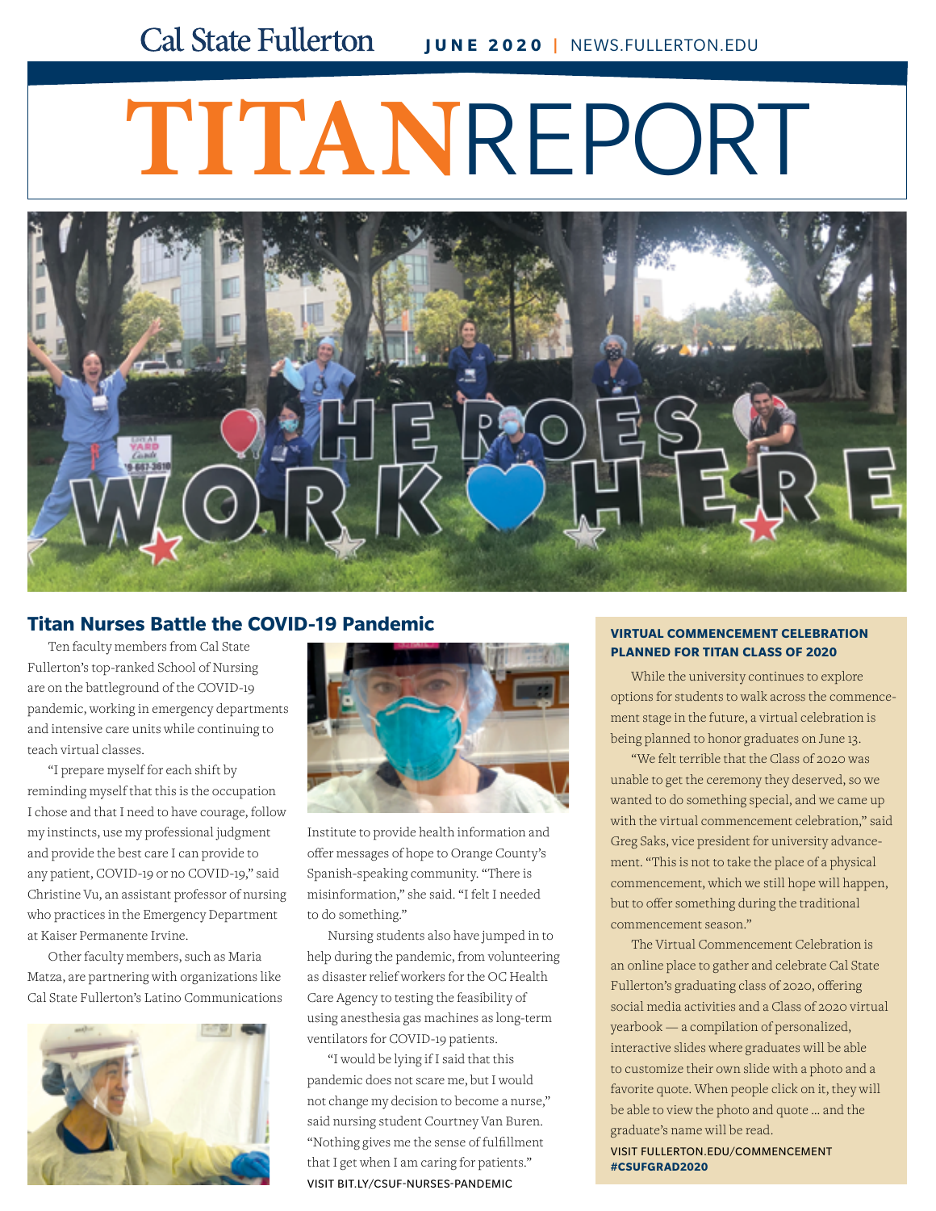Cal State Fullerton **JUNE 2020** | NEWS.FULLERTON.EDU

# TITANREPORT

## Titan Nurses Battle the COVID-19 Pandemic

Ten faculty members from Cal State Fullerton's top-ranked School of Nursing are on the battleground of the COVID-19 pandemic, working in emergency departments and intensive care units while continuing to teach virtual classes.

"I prepare myself for each shift by reminding myself that this is the occupation I chose and that I need to have courage, follow my instincts, use my professional judgment and provide the best care I can provide to any patient, COVID-19 or no COVID-19," said Christine Vu, an assistant professor of nursing who practices in the Emergency Department at Kaiser Permanente Irvine.

Other faculty members, such as Maria Matza, are partnering with organizations like Cal State Fullerton's Latino Communications Institute to provide health information and offer messages of hope to Orange County's Spanish-speaking community. "There is misinformation," she said. "I felt I needed to do something."

Nursing students also have jumped in to help during the pandemic, from volunteering as disaster relief workers for the OC Health Care Agency to testing the feasibility of using anesthesia gas machines as long-term ventilators for COVID-19 patients.

"I would be lying if I said that this pandemic does not scare me, but I would not change my decision to become a nurse," said nursing student Courtney Van Buren. "Nothing gives me the sense of fulfillment that I get when I am caring for patients."

VISIT BIT.LY/CSUF-NURSES-PANDEMIC

### VIRTUAL COMMENCEMENT CELEBRATION PLANNED FOR TITAN CLASS OF 2020

While the university continues to explore options for students to walk across the commencement stage in the future, a virtual celebration is being planned to honor graduates on June 13.

"We felt terrible that the Class of 2020 was unable to get the ceremony they deserved, so we wanted to do something special, and we came up with the virtual commencement celebration," said Greg Saks, vice president for university advancement. "This is not to take the place of a physical commencement, which we still hope will happen, but to offer something during the traditional commencement season."

The Virtual Commencement Celebration is an online place to gather and celebrate Cal State Fullerton's graduating class of 2020, offering social media activities and a Class of 2020 virtual yearbook — a compilation of personalized, interactive slides where graduates will be able to customize their own slide with a photo and a favorite quote. When people click on it, they will be able to view the photo and quote … and the graduate's name will be read.

VISIT FULLERTON.EDU/COMMENCEMENT
**#CSUFGRAD2020**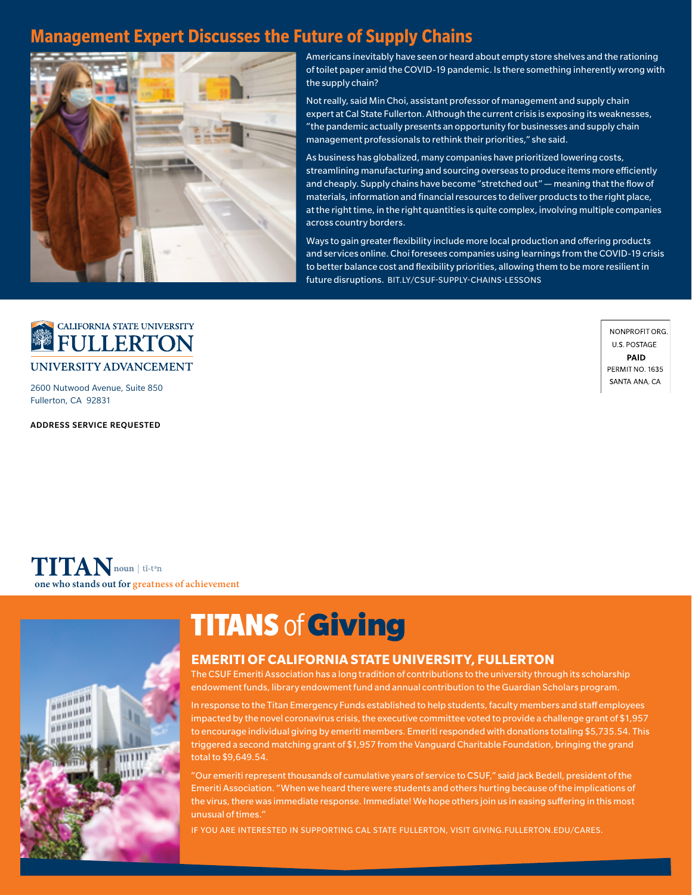## Management Expert Discusses the Future of Supply Chains

Americans inevitably have seen or heard about empty store shelves and the rationing of toilet paper amid the COVID-19 pandemic. Is there something inherently wrong with the supply chain?

Not really, said Min Choi, assistant professor of management and supply chain expert at Cal State Fullerton. Although the current crisis is exposing its weaknesses, "the pandemic actually presents an opportunity for businesses and supply chain management professionals to rethink their priorities," she said.

As business has globalized, many companies have prioritized lowering costs, streamlining manufacturing and sourcing overseas to produce items more efficiently and cheaply. Supply chains have become "stretched out" — meaning that the flow of materials, information and financial resources to deliver products to the right place, at the right time, in the right quantities is quite complex, involving multiple companies across country borders.

Ways to gain greater flexibility include more local production and offering products and services online. Choi foresees companies using learnings from the COVID-19 crisis to better balance cost and flexibility priorities, allowing them to be more resilient in future disruptions. BIT.LY/CSUF-SUPPLY-CHAINS-LESSONS

CALIFORNIA STATE UNIVERSITY
FULLERTON
UNIVERSITY ADVANCEMENT

2600 Nutwood Avenue, Suite 850
Fullerton, CA 92831

ADDRESS SERVICE REQUESTED

NONPROFIT ORG.
U.S. POSTAGE
**PAID**
PERMIT NO. 1635
SANTA ANA, CA

**TITAN** noun | tī-tᵊn
one who stands out for greatness of achievement

# TITANS of Giving

### EMERITI OF CALIFORNIA STATE UNIVERSITY, FULLERTON

The CSUF Emeriti Association has a long tradition of contributions to the university through its scholarship endowment funds, library endowment fund and annual contribution to the Guardian Scholars program.

In response to the Titan Emergency Funds established to help students, faculty members and staff employees impacted by the novel coronavirus crisis, the executive committee voted to provide a challenge grant of $1,957 to encourage individual giving by emeriti members. Emeriti responded with donations totaling $5,735.54. This triggered a second matching grant of $1,957 from the Vanguard Charitable Foundation, bringing the grand total to $9,649.54.

"Our emeriti represent thousands of cumulative years of service to CSUF," said Jack Bedell, president of the Emeriti Association. "When we heard there were students and others hurting because of the implications of the virus, there was immediate response. Immediate! We hope others join us in easing suffering in this most unusual of times."

IF YOU ARE INTERESTED IN SUPPORTING CAL STATE FULLERTON, VISIT GIVING.FULLERTON.EDU/CARES.